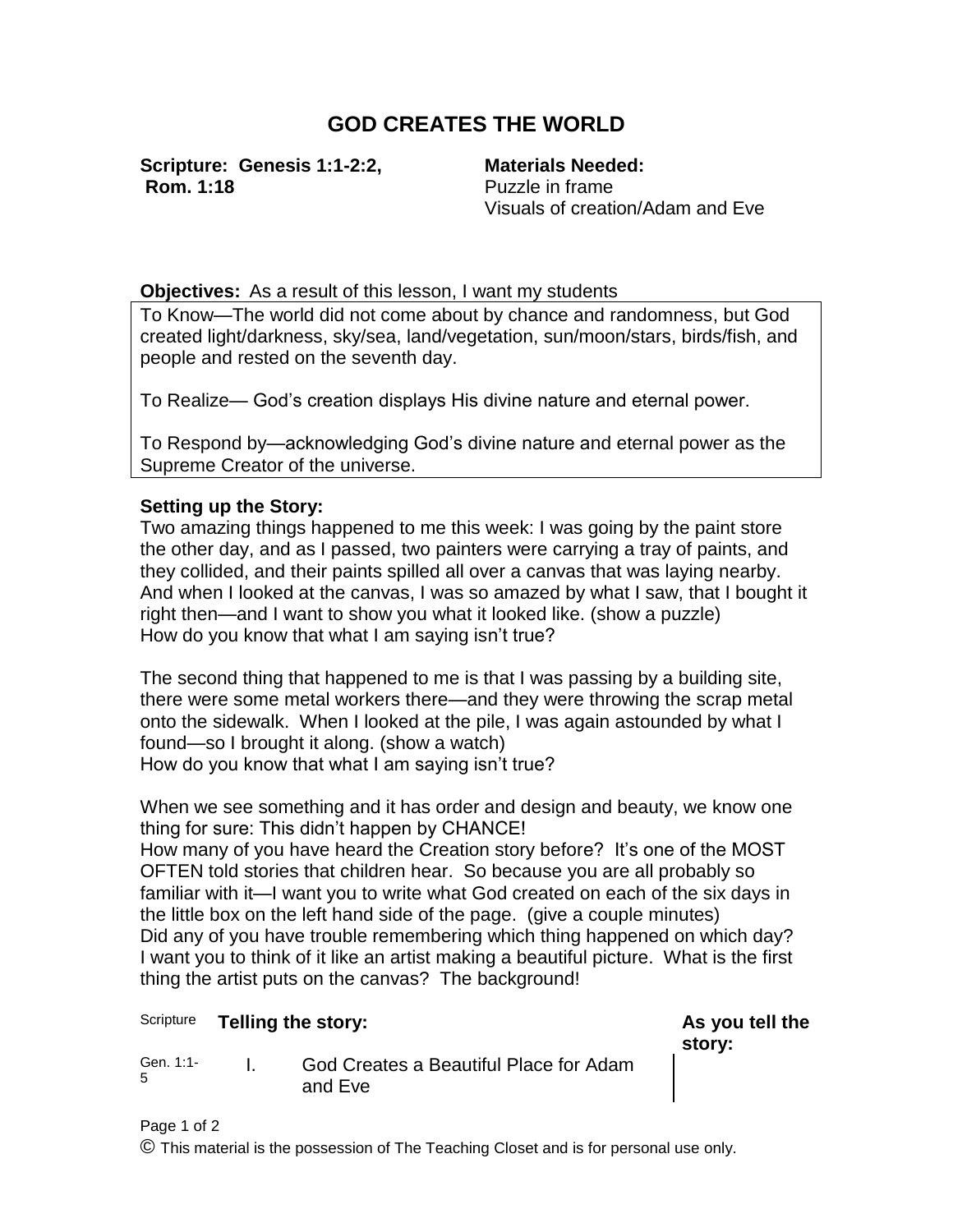# GOD CREATES THE WORLD

**Scripture: Genesis 1:1-2:2, Rom. 1:18**

**Materials Needed:**
Puzzle in frame
Visuals of creation/Adam and Eve

**Objectives:** As a result of this lesson, I want my students

To Know—The world did not come about by chance and randomness, but God created light/darkness, sky/sea, land/vegetation, sun/moon/stars, birds/fish, and people and rested on the seventh day.

To Realize— God's creation displays His divine nature and eternal power.

To Respond by—acknowledging God's divine nature and eternal power as the Supreme Creator of the universe.

**Setting up the Story:**

Two amazing things happened to me this week: I was going by the paint store the other day, and as I passed, two painters were carrying a tray of paints, and they collided, and their paints spilled all over a canvas that was laying nearby. And when I looked at the canvas, I was so amazed by what I saw, that I bought it right then—and I want to show you what it looked like. (show a puzzle)
How do you know that what I am saying isn't true?

The second thing that happened to me is that I was passing by a building site, there were some metal workers there—and they were throwing the scrap metal onto the sidewalk. When I looked at the pile, I was again astounded by what I found—so I brought it along. (show a watch)
How do you know that what I am saying isn't true?

When we see something and it has order and design and beauty, we know one thing for sure: This didn't happen by CHANCE!
How many of you have heard the Creation story before? It's one of the MOST OFTEN told stories that children hear. So because you are all probably so familiar with it—I want you to write what God created on each of the six days in the little box on the left hand side of the page. (give a couple minutes)
Did any of you have trouble remembering which thing happened on which day? I want you to think of it like an artist making a beautiful picture. What is the first thing the artist puts on the canvas? The background!

| Scripture | Telling the story: | As you tell the story: |
|---|---|---|
| Gen. 1:1-5 | I. God Creates a Beautiful Place for Adam and Eve | |

© This material is the possession of The Teaching Closet and is for personal use only.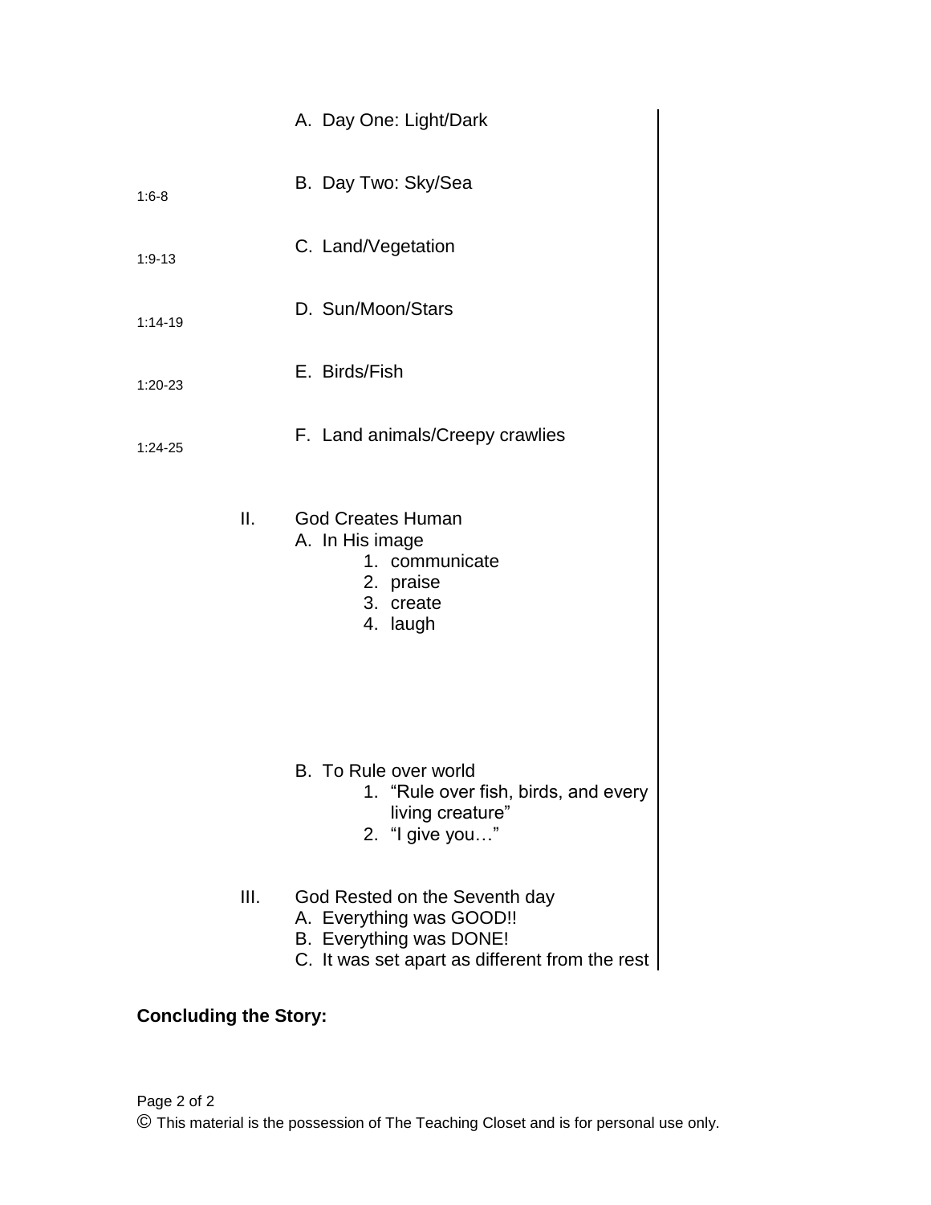A. Day One: Light/Dark

1:6-8 B. Day Two: Sky/Sea

1:9-13 C. Land/Vegetation

1:14-19 D. Sun/Moon/Stars

1:20-23 E. Birds/Fish

1:24-25 F. Land animals/Creepy crawlies

II. God Creates Human
   A. In His image
      1. communicate
      2. praise
      3. create
      4. laugh

   B. To Rule over world
      1. “Rule over fish, birds, and every living creature”
      2. “I give you…”

III. God Rested on the Seventh day
   A. Everything was GOOD!!
   B. Everything was DONE!
   C. It was set apart as different from the rest

**Concluding the Story:**

© This material is the possession of The Teaching Closet and is for personal use only.